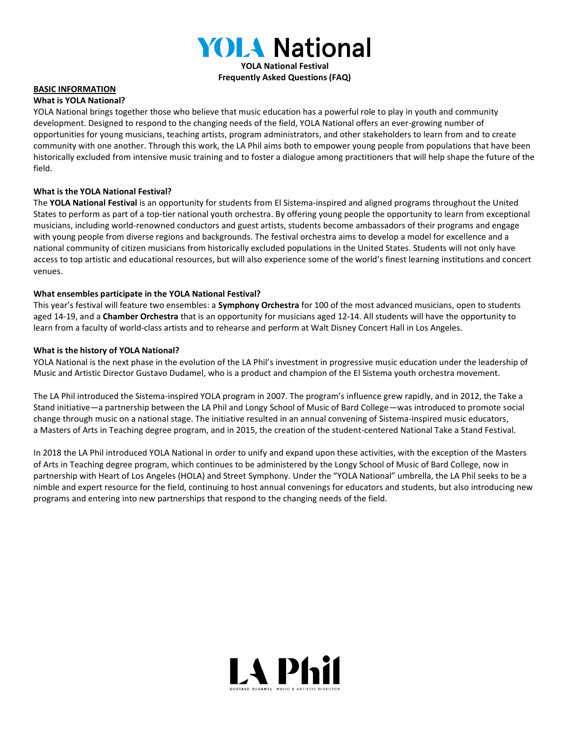# YOLA National

**YOLA National Festival**
**Frequently Asked Questions (FAQ)**

## BASIC INFORMATION

### What is YOLA National?

YOLA National brings together those who believe that music education has a powerful role to play in youth and community development. Designed to respond to the changing needs of the field, YOLA National offers an ever-growing number of opportunities for young musicians, teaching artists, program administrators, and other stakeholders to learn from and to create community with one another. Through this work, the LA Phil aims both to empower young people from populations that have been historically excluded from intensive music training and to foster a dialogue among practitioners that will help shape the future of the field.

### What is the YOLA National Festival?

The **YOLA National Festival** is an opportunity for students from El Sistema-inspired and aligned programs throughout the United States to perform as part of a top-tier national youth orchestra. By offering young people the opportunity to learn from exceptional musicians, including world-renowned conductors and guest artists, students become ambassadors of their programs and engage with young people from diverse regions and backgrounds. The festival orchestra aims to develop a model for excellence and a national community of citizen musicians from historically excluded populations in the United States. Students will not only have access to top artistic and educational resources, but will also experience some of the world's finest learning institutions and concert venues.

### What ensembles participate in the YOLA National Festival?

This year's festival will feature two ensembles: a **Symphony Orchestra** for 100 of the most advanced musicians, open to students aged 14-19, and a **Chamber Orchestra** that is an opportunity for musicians aged 12-14. All students will have the opportunity to learn from a faculty of world-class artists and to rehearse and perform at Walt Disney Concert Hall in Los Angeles.

### What is the history of YOLA National?

YOLA National is the next phase in the evolution of the LA Phil's investment in progressive music education under the leadership of Music and Artistic Director Gustavo Dudamel, who is a product and champion of the El Sistema youth orchestra movement.

The LA Phil introduced the Sistema-inspired YOLA program in 2007. The program's influence grew rapidly, and in 2012, the Take a Stand initiative—a partnership between the LA Phil and Longy School of Music of Bard College—was introduced to promote social change through music on a national stage. The initiative resulted in an annual convening of Sistema-inspired music educators, a Masters of Arts in Teaching degree program, and in 2015, the creation of the student-centered National Take a Stand Festival.

In 2018 the LA Phil introduced YOLA National in order to unify and expand upon these activities, with the exception of the Masters of Arts in Teaching degree program, which continues to be administered by the Longy School of Music of Bard College, now in partnership with Heart of Los Angeles (HOLA) and Street Symphony. Under the "YOLA National" umbrella, the LA Phil seeks to be a nimble and expert resource for the field, continuing to host annual convenings for educators and students, but also introducing new programs and entering into new partnerships that respond to the changing needs of the field.

LA Phil
GUSTAVO DUDAMEL MUSIC & ARTISTIC DIRECTOR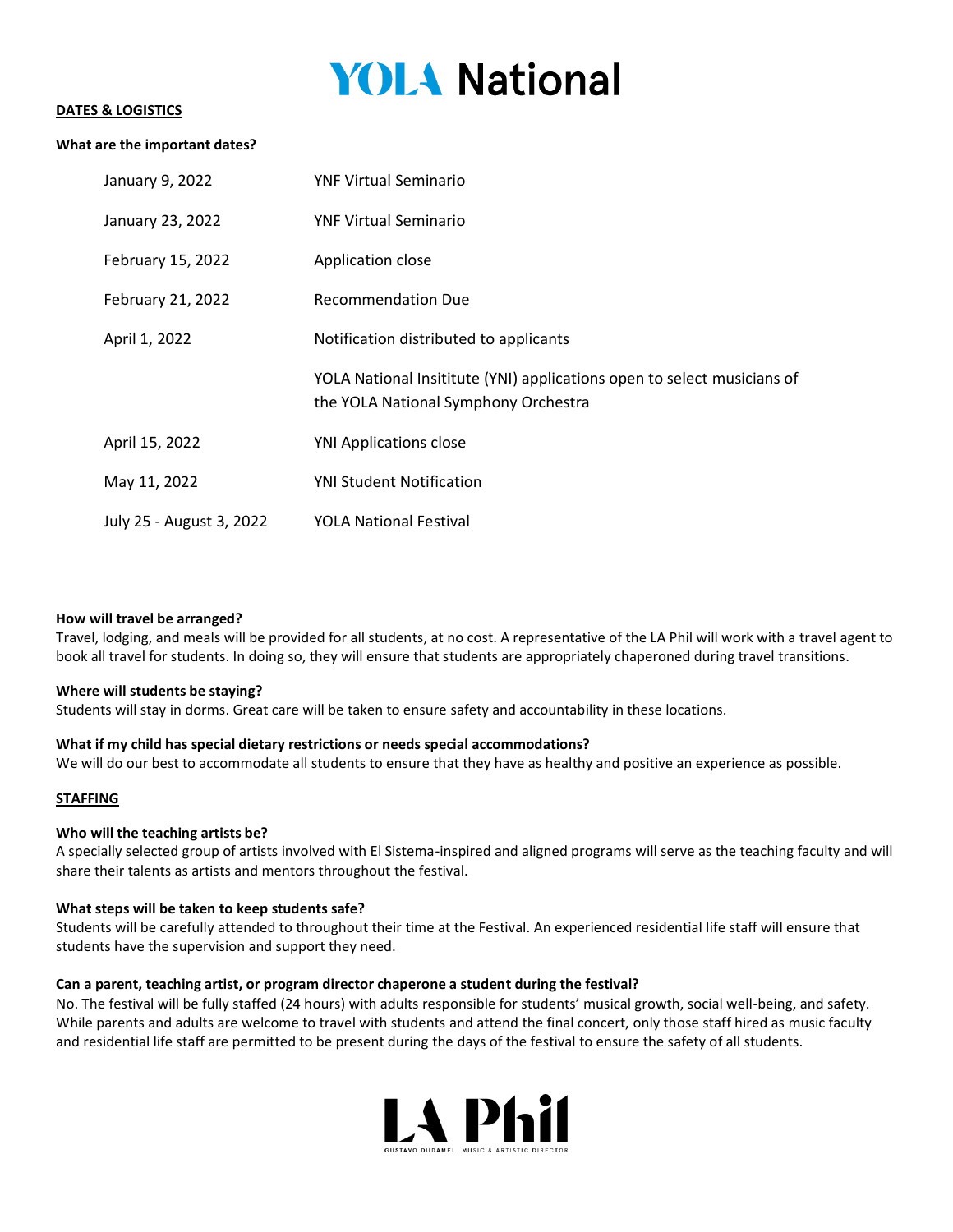# YOLA National

**DATES & LOGISTICS**

**What are the important dates?**

| | |
|---|---|
| January 9, 2022 | YNF Virtual Seminario |
| January 23, 2022 | YNF Virtual Seminario |
| February 15, 2022 | Application close |
| February 21, 2022 | Recommendation Due |
| April 1, 2022 | Notification distributed to applicants |
| | YOLA National Insititute (YNI) applications open to select musicians of the YOLA National Symphony Orchestra |
| April 15, 2022 | YNI Applications close |
| May 11, 2022 | YNI Student Notification |
| July 25 - August 3, 2022 | YOLA National Festival |

**How will travel be arranged?**
Travel, lodging, and meals will be provided for all students, at no cost. A representative of the LA Phil will work with a travel agent to book all travel for students. In doing so, they will ensure that students are appropriately chaperoned during travel transitions.

**Where will students be staying?**
Students will stay in dorms. Great care will be taken to ensure safety and accountability in these locations.

**What if my child has special dietary restrictions or needs special accommodations?**
We will do our best to accommodate all students to ensure that they have as healthy and positive an experience as possible.

**STAFFING**

**Who will the teaching artists be?**
A specially selected group of artists involved with El Sistema-inspired and aligned programs will serve as the teaching faculty and will share their talents as artists and mentors throughout the festival.

**What steps will be taken to keep students safe?**
Students will be carefully attended to throughout their time at the Festival. An experienced residential life staff will ensure that students have the supervision and support they need.

**Can a parent, teaching artist, or program director chaperone a student during the festival?**
No. The festival will be fully staffed (24 hours) with adults responsible for students' musical growth, social well-being, and safety. While parents and adults are welcome to travel with students and attend the final concert, only those staff hired as music faculty and residential life staff are permitted to be present during the days of the festival to ensure the safety of all students.

LA Phil
GUSTAVO DUDAMEL MUSIC & ARTISTIC DIRECTOR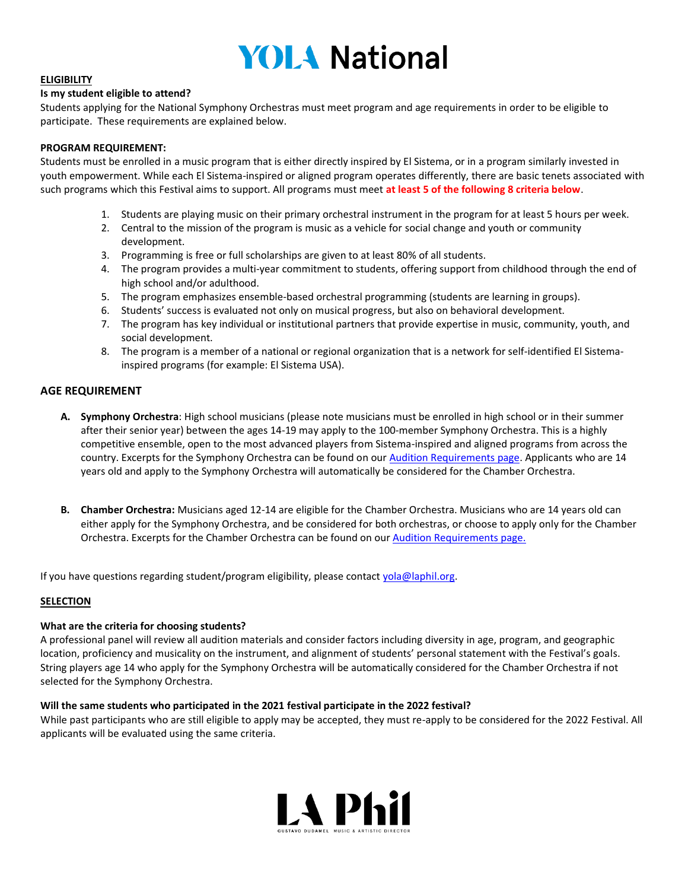# YOLA National

**ELIGIBILITY**

**Is my student eligible to attend?**

Students applying for the National Symphony Orchestras must meet program and age requirements in order to be eligible to participate. These requirements are explained below.

**PROGRAM REQUIREMENT:**

Students must be enrolled in a music program that is either directly inspired by El Sistema, or in a program similarly invested in youth empowerment. While each El Sistema-inspired or aligned program operates differently, there are basic tenets associated with such programs which this Festival aims to support. All programs must meet **at least 5 of the following 8 criteria below**.

1. Students are playing music on their primary orchestral instrument in the program for at least 5 hours per week.
2. Central to the mission of the program is music as a vehicle for social change and youth or community development.
3. Programming is free or full scholarships are given to at least 80% of all students.
4. The program provides a multi-year commitment to students, offering support from childhood through the end of high school and/or adulthood.
5. The program emphasizes ensemble-based orchestral programming (students are learning in groups).
6. Students' success is evaluated not only on musical progress, but also on behavioral development.
7. The program has key individual or institutional partners that provide expertise in music, community, youth, and social development.
8. The program is a member of a national or regional organization that is a network for self-identified El Sistema-inspired programs (for example: El Sistema USA).

## AGE REQUIREMENT

A. **Symphony Orchestra**: High school musicians (please note musicians must be enrolled in high school or in their summer after their senior year) between the ages 14-19 may apply to the 100-member Symphony Orchestra. This is a highly competitive ensemble, open to the most advanced players from Sistema-inspired and aligned programs from across the country. Excerpts for the Symphony Orchestra can be found on our [Audition Requirements page](). Applicants who are 14 years old and apply to the Symphony Orchestra will automatically be considered for the Chamber Orchestra.

B. **Chamber Orchestra:** Musicians aged 12-14 are eligible for the Chamber Orchestra. Musicians who are 14 years old can either apply for the Symphony Orchestra, and be considered for both orchestras, or choose to apply only for the Chamber Orchestra. Excerpts for the Chamber Orchestra can be found on our [Audition Requirements page.]()

If you have questions regarding student/program eligibility, please contact yola@laphil.org.

**SELECTION**

**What are the criteria for choosing students?**

A professional panel will review all audition materials and consider factors including diversity in age, program, and geographic location, proficiency and musicality on the instrument, and alignment of students' personal statement with the Festival's goals. String players age 14 who apply for the Symphony Orchestra will be automatically considered for the Chamber Orchestra if not selected for the Symphony Orchestra.

**Will the same students who participated in the 2021 festival participate in the 2022 festival?**

While past participants who are still eligible to apply may be accepted, they must re-apply to be considered for the 2022 Festival. All applicants will be evaluated using the same criteria.

LA Phil

GUSTAVO DUDAMEL MUSIC & ARTISTIC DIRECTOR